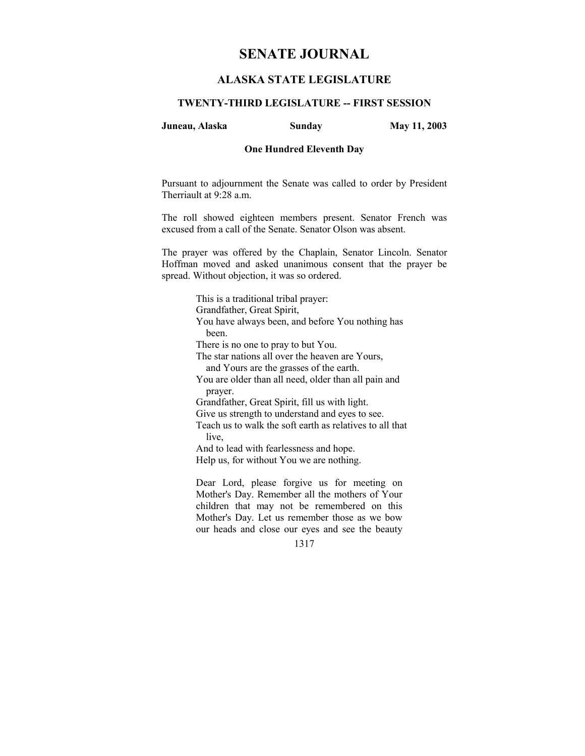# SENATE JOURNAL

## ALASKA STATE LEGISLATURE

### TWENTY-THIRD LEGISLATURE -- FIRST SESSION

**Juneau, Alaska** **Sunday** **May 11, 2003**

**One Hundred Eleventh Day**

Pursuant to adjournment the Senate was called to order by President Therriault at 9:28 a.m.

The roll showed eighteen members present. Senator French was excused from a call of the Senate. Senator Olson was absent.

The prayer was offered by the Chaplain, Senator Lincoln. Senator Hoffman moved and asked unanimous consent that the prayer be spread. Without objection, it was so ordered.

> This is a traditional tribal prayer:
> Grandfather, Great Spirit,
> You have always been, and before You nothing has been.
> There is no one to pray to but You.
> The star nations all over the heaven are Yours,
> and Yours are the grasses of the earth.
> You are older than all need, older than all pain and prayer.
> Grandfather, Great Spirit, fill us with light.
> Give us strength to understand and eyes to see.
> Teach us to walk the soft earth as relatives to all that live,
> And to lead with fearlessness and hope.
> Help us, for without You we are nothing.
>
> Dear Lord, please forgive us for meeting on Mother's Day. Remember all the mothers of Your children that may not be remembered on this Mother's Day. Let us remember those as we bow our heads and close our eyes and see the beauty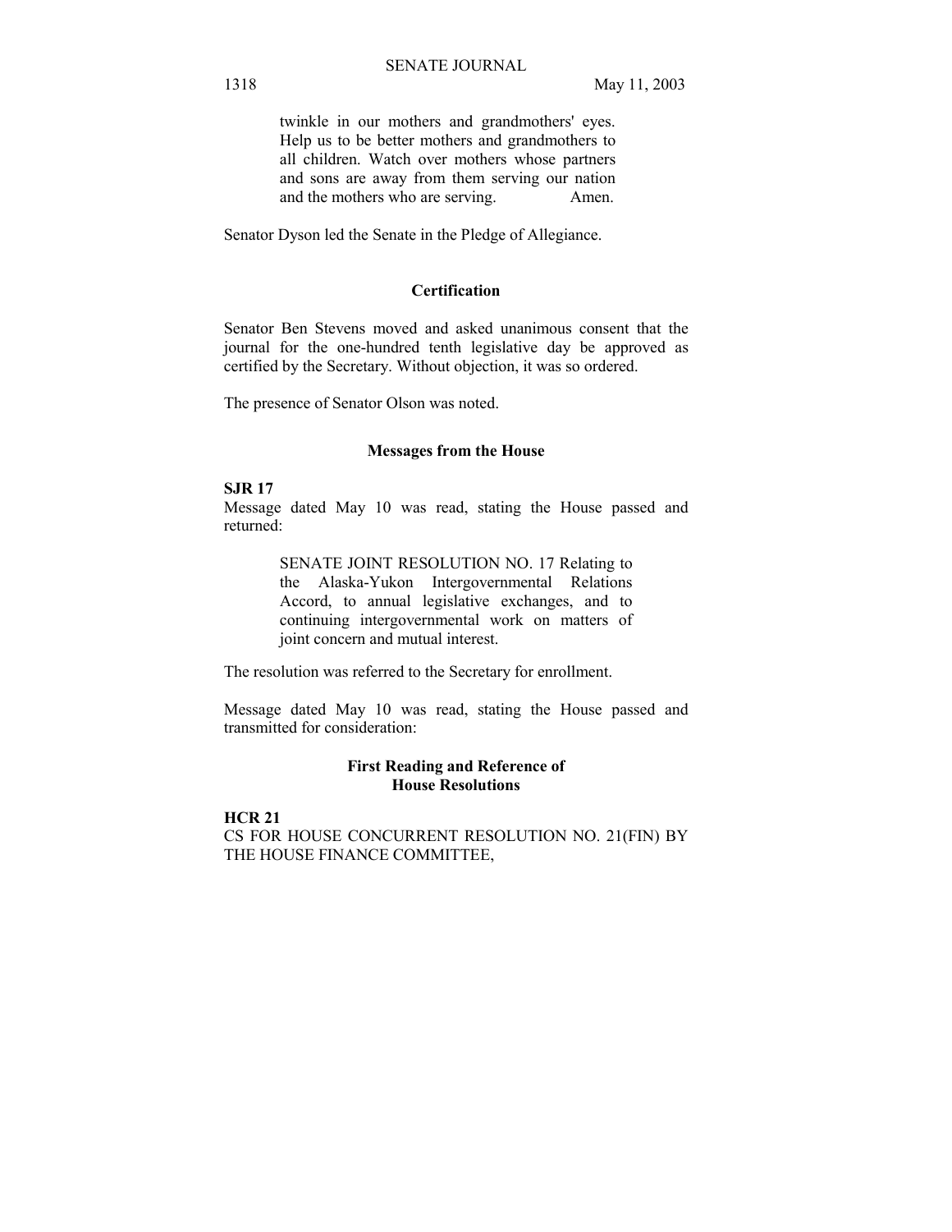> twinkle in our mothers and grandmothers' eyes. Help us to be better mothers and grandmothers to all children. Watch over mothers whose partners and sons are away from them serving our nation and the mothers who are serving. Amen.

Senator Dyson led the Senate in the Pledge of Allegiance.

## Certification

Senator Ben Stevens moved and asked unanimous consent that the journal for the one-hundred tenth legislative day be approved as certified by the Secretary. Without objection, it was so ordered.

The presence of Senator Olson was noted.

## Messages from the House

**SJR 17**

Message dated May 10 was read, stating the House passed and returned:

> SENATE JOINT RESOLUTION NO. 17 Relating to the Alaska-Yukon Intergovernmental Relations Accord, to annual legislative exchanges, and to continuing intergovernmental work on matters of joint concern and mutual interest.

The resolution was referred to the Secretary for enrollment.

Message dated May 10 was read, stating the House passed and transmitted for consideration:

## First Reading and Reference of House Resolutions

**HCR 21**

CS FOR HOUSE CONCURRENT RESOLUTION NO. 21(FIN) BY THE HOUSE FINANCE COMMITTEE,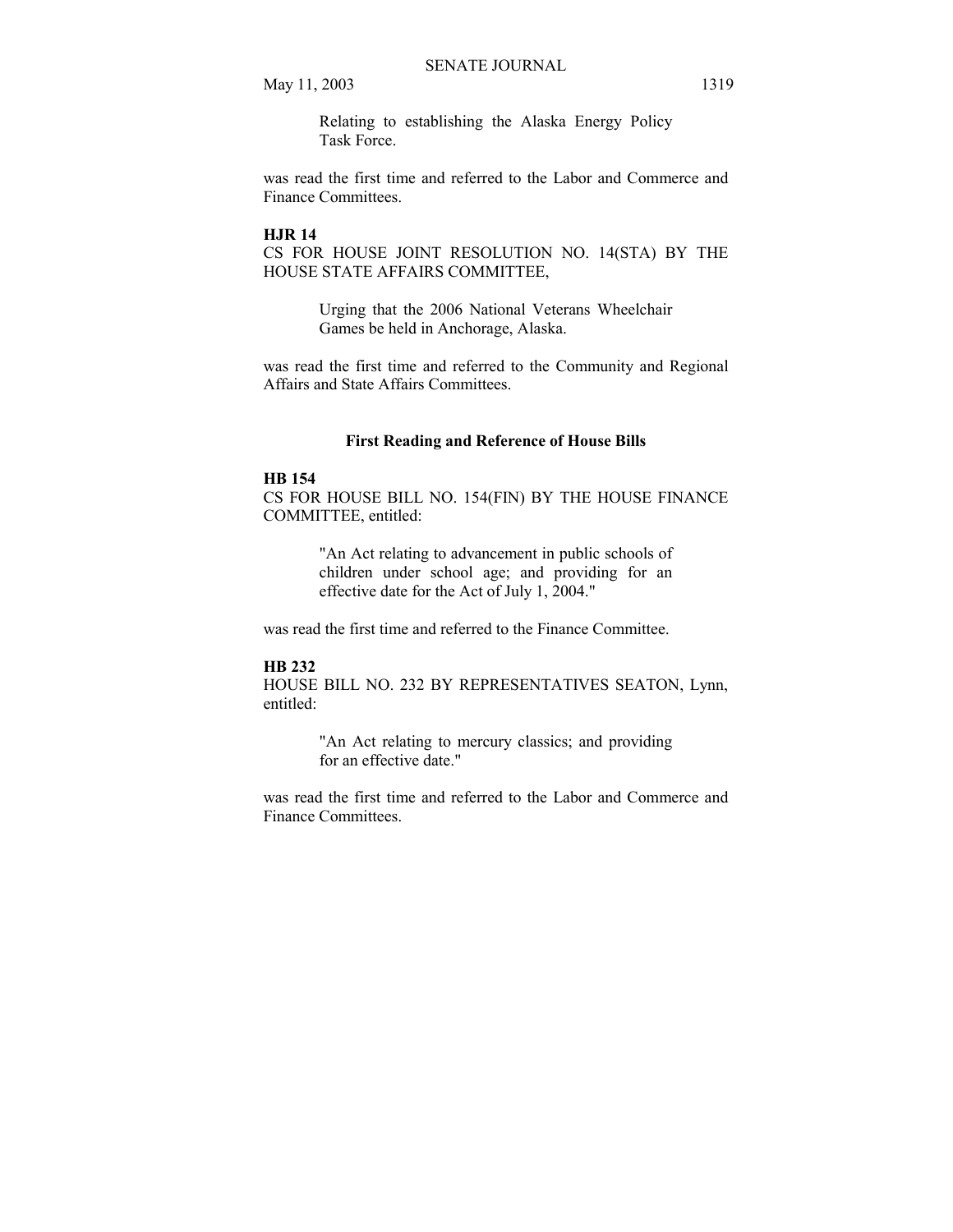Relating to establishing the Alaska Energy Policy Task Force.

was read the first time and referred to the Labor and Commerce and Finance Committees.

**HJR 14**
CS FOR HOUSE JOINT RESOLUTION NO. 14(STA) BY THE HOUSE STATE AFFAIRS COMMITTEE,

Urging that the 2006 National Veterans Wheelchair Games be held in Anchorage, Alaska.

was read the first time and referred to the Community and Regional Affairs and State Affairs Committees.

## First Reading and Reference of House Bills

**HB 154**
CS FOR HOUSE BILL NO. 154(FIN) BY THE HOUSE FINANCE COMMITTEE, entitled:

"An Act relating to advancement in public schools of children under school age; and providing for an effective date for the Act of July 1, 2004."

was read the first time and referred to the Finance Committee.

**HB 232**
HOUSE BILL NO. 232 BY REPRESENTATIVES SEATON, Lynn, entitled:

"An Act relating to mercury classics; and providing for an effective date."

was read the first time and referred to the Labor and Commerce and Finance Committees.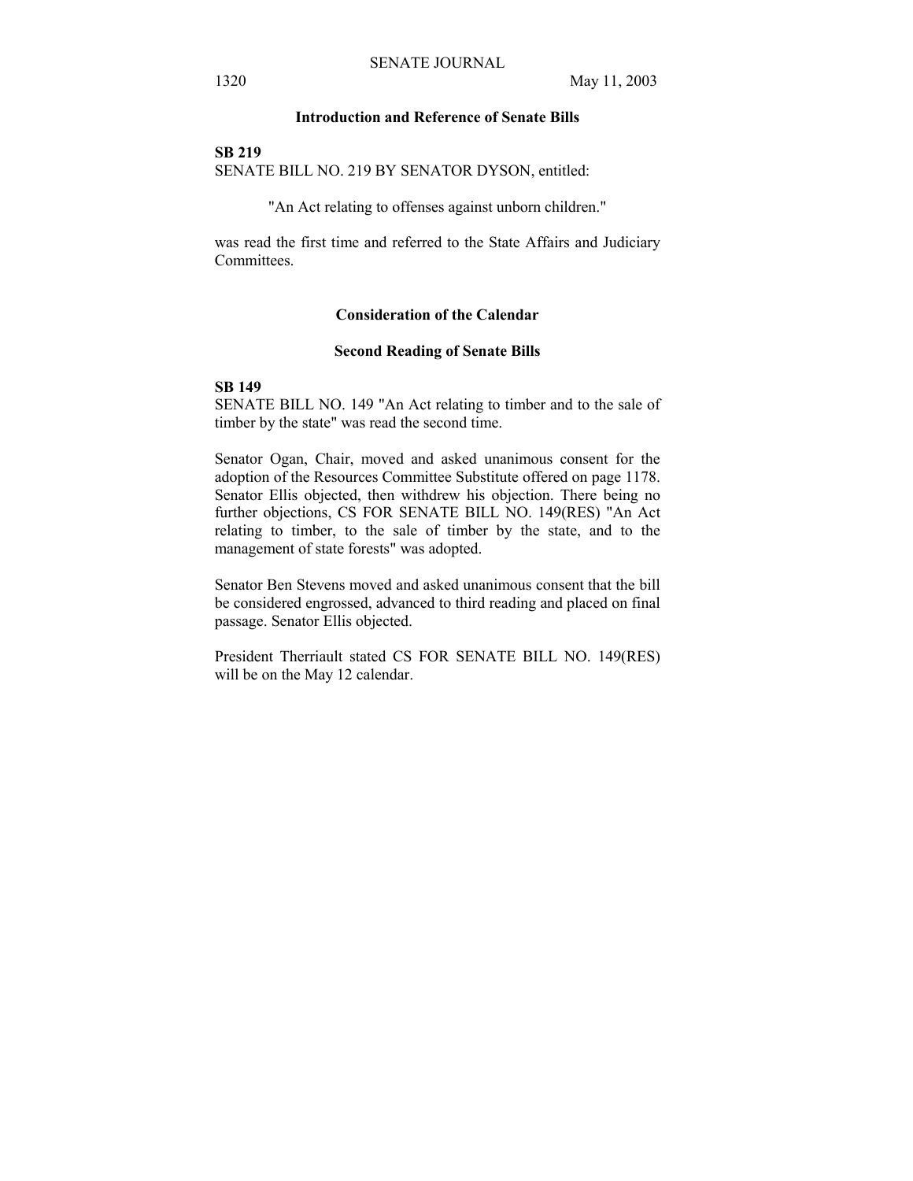## Introduction and Reference of Senate Bills

**SB 219**

SENATE BILL NO. 219 BY SENATOR DYSON, entitled:

"An Act relating to offenses against unborn children."

was read the first time and referred to the State Affairs and Judiciary Committees.

## Consideration of the Calendar

### Second Reading of Senate Bills

**SB 149**

SENATE BILL NO. 149 "An Act relating to timber and to the sale of timber by the state" was read the second time.

Senator Ogan, Chair, moved and asked unanimous consent for the adoption of the Resources Committee Substitute offered on page 1178. Senator Ellis objected, then withdrew his objection. There being no further objections, CS FOR SENATE BILL NO. 149(RES) "An Act relating to timber, to the sale of timber by the state, and to the management of state forests" was adopted.

Senator Ben Stevens moved and asked unanimous consent that the bill be considered engrossed, advanced to third reading and placed on final passage. Senator Ellis objected.

President Therriault stated CS FOR SENATE BILL NO. 149(RES) will be on the May 12 calendar.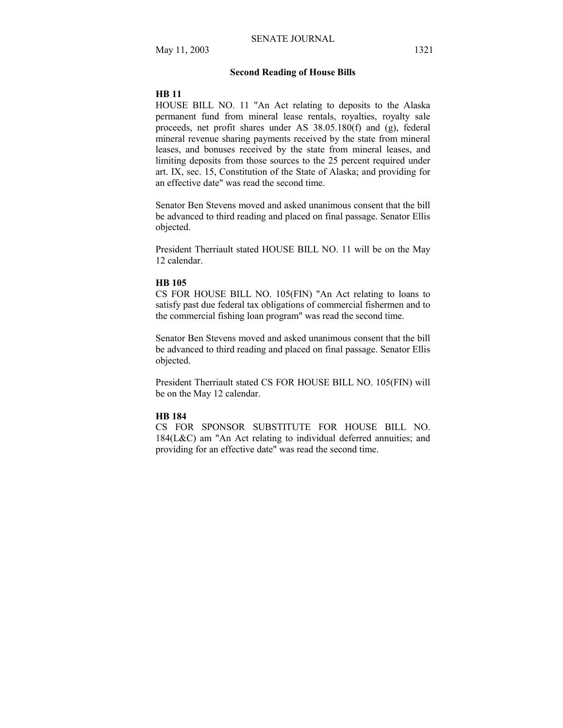## Second Reading of House Bills

**HB 11**

HOUSE BILL NO. 11 "An Act relating to deposits to the Alaska permanent fund from mineral lease rentals, royalties, royalty sale proceeds, net profit shares under AS 38.05.180(f) and (g), federal mineral revenue sharing payments received by the state from mineral leases, and bonuses received by the state from mineral leases, and limiting deposits from those sources to the 25 percent required under art. IX, sec. 15, Constitution of the State of Alaska; and providing for an effective date" was read the second time.

Senator Ben Stevens moved and asked unanimous consent that the bill be advanced to third reading and placed on final passage. Senator Ellis objected.

President Therriault stated HOUSE BILL NO. 11 will be on the May 12 calendar.

**HB 105**

CS FOR HOUSE BILL NO. 105(FIN) "An Act relating to loans to satisfy past due federal tax obligations of commercial fishermen and to the commercial fishing loan program" was read the second time.

Senator Ben Stevens moved and asked unanimous consent that the bill be advanced to third reading and placed on final passage. Senator Ellis objected.

President Therriault stated CS FOR HOUSE BILL NO. 105(FIN) will be on the May 12 calendar.

**HB 184**

CS FOR SPONSOR SUBSTITUTE FOR HOUSE BILL NO. 184(L&C) am "An Act relating to individual deferred annuities; and providing for an effective date" was read the second time.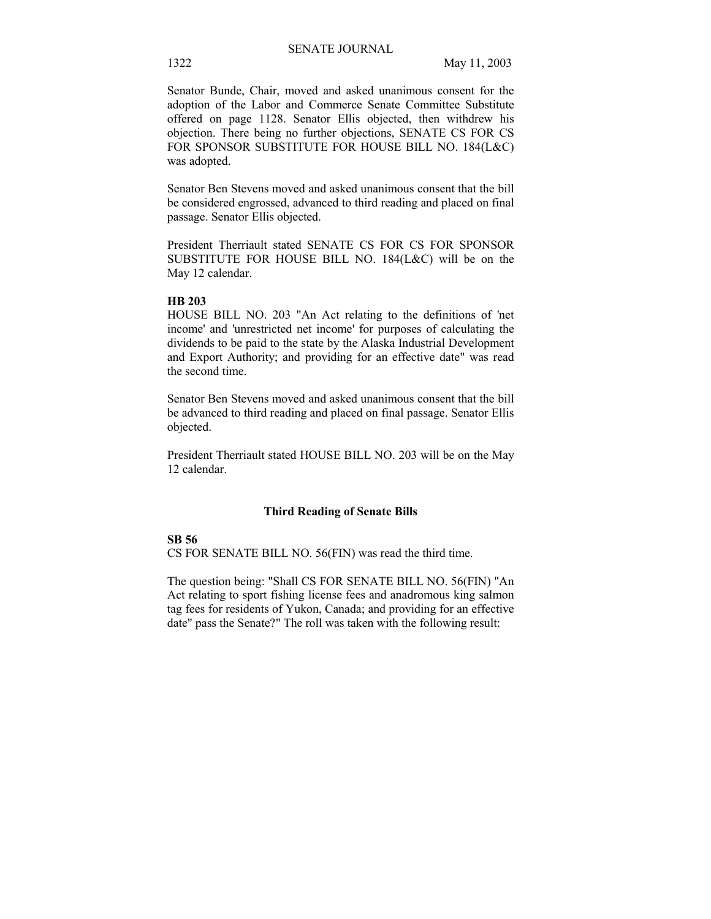Senator Bunde, Chair, moved and asked unanimous consent for the adoption of the Labor and Commerce Senate Committee Substitute offered on page 1128. Senator Ellis objected, then withdrew his objection. There being no further objections, SENATE CS FOR CS FOR SPONSOR SUBSTITUTE FOR HOUSE BILL NO. 184(L&C) was adopted.

Senator Ben Stevens moved and asked unanimous consent that the bill be considered engrossed, advanced to third reading and placed on final passage. Senator Ellis objected.

President Therriault stated SENATE CS FOR CS FOR SPONSOR SUBSTITUTE FOR HOUSE BILL NO. 184(L&C) will be on the May 12 calendar.

**HB 203**

HOUSE BILL NO. 203 "An Act relating to the definitions of 'net income' and 'unrestricted net income' for purposes of calculating the dividends to be paid to the state by the Alaska Industrial Development and Export Authority; and providing for an effective date" was read the second time.

Senator Ben Stevens moved and asked unanimous consent that the bill be advanced to third reading and placed on final passage. Senator Ellis objected.

President Therriault stated HOUSE BILL NO. 203 will be on the May 12 calendar.

### Third Reading of Senate Bills

**SB 56**

CS FOR SENATE BILL NO. 56(FIN) was read the third time.

The question being: "Shall CS FOR SENATE BILL NO. 56(FIN) "An Act relating to sport fishing license fees and anadromous king salmon tag fees for residents of Yukon, Canada; and providing for an effective date" pass the Senate?" The roll was taken with the following result: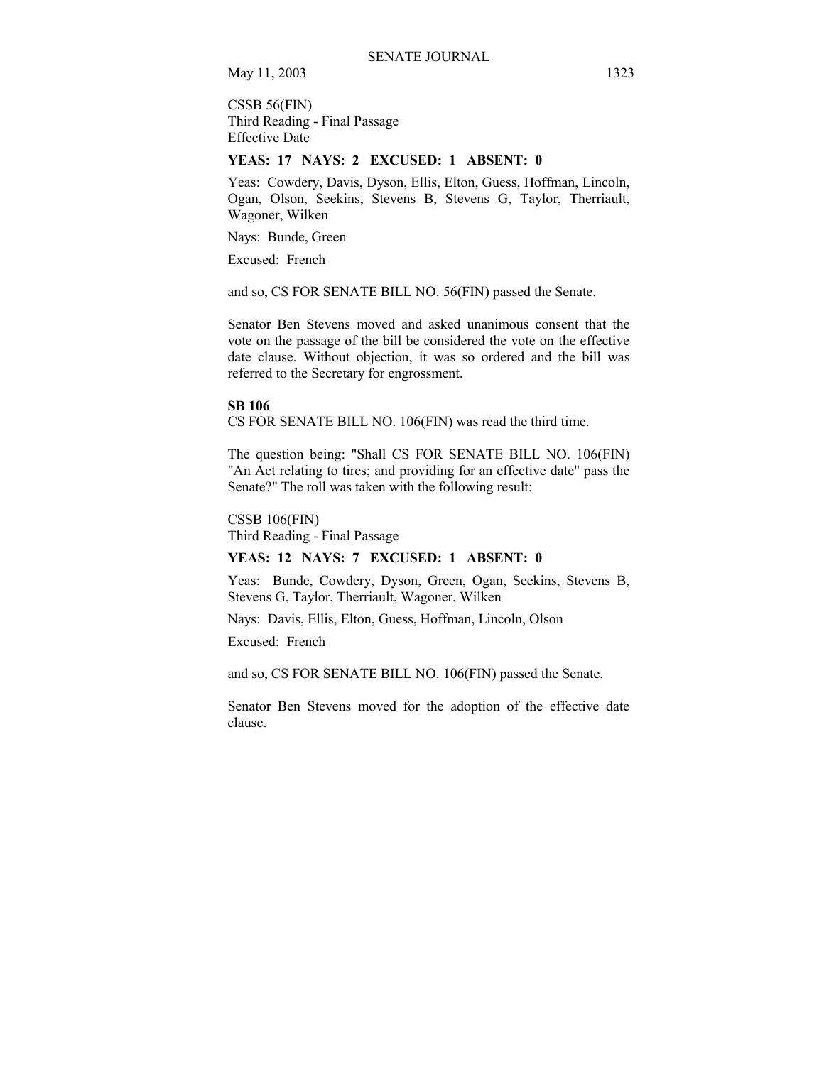CSSB 56(FIN)
Third Reading - Final Passage
Effective Date

**YEAS: 17 NAYS: 2 EXCUSED: 1 ABSENT: 0**

Yeas: Cowdery, Davis, Dyson, Ellis, Elton, Guess, Hoffman, Lincoln, Ogan, Olson, Seekins, Stevens B, Stevens G, Taylor, Therriault, Wagoner, Wilken

Nays: Bunde, Green

Excused: French

and so, CS FOR SENATE BILL NO. 56(FIN) passed the Senate.

Senator Ben Stevens moved and asked unanimous consent that the vote on the passage of the bill be considered the vote on the effective date clause. Without objection, it was so ordered and the bill was referred to the Secretary for engrossment.

**SB 106**

CS FOR SENATE BILL NO. 106(FIN) was read the third time.

The question being: "Shall CS FOR SENATE BILL NO. 106(FIN) "An Act relating to tires; and providing for an effective date" pass the Senate?" The roll was taken with the following result:

CSSB 106(FIN)
Third Reading - Final Passage

**YEAS: 12 NAYS: 7 EXCUSED: 1 ABSENT: 0**

Yeas: Bunde, Cowdery, Dyson, Green, Ogan, Seekins, Stevens B, Stevens G, Taylor, Therriault, Wagoner, Wilken

Nays: Davis, Ellis, Elton, Guess, Hoffman, Lincoln, Olson

Excused: French

and so, CS FOR SENATE BILL NO. 106(FIN) passed the Senate.

Senator Ben Stevens moved for the adoption of the effective date clause.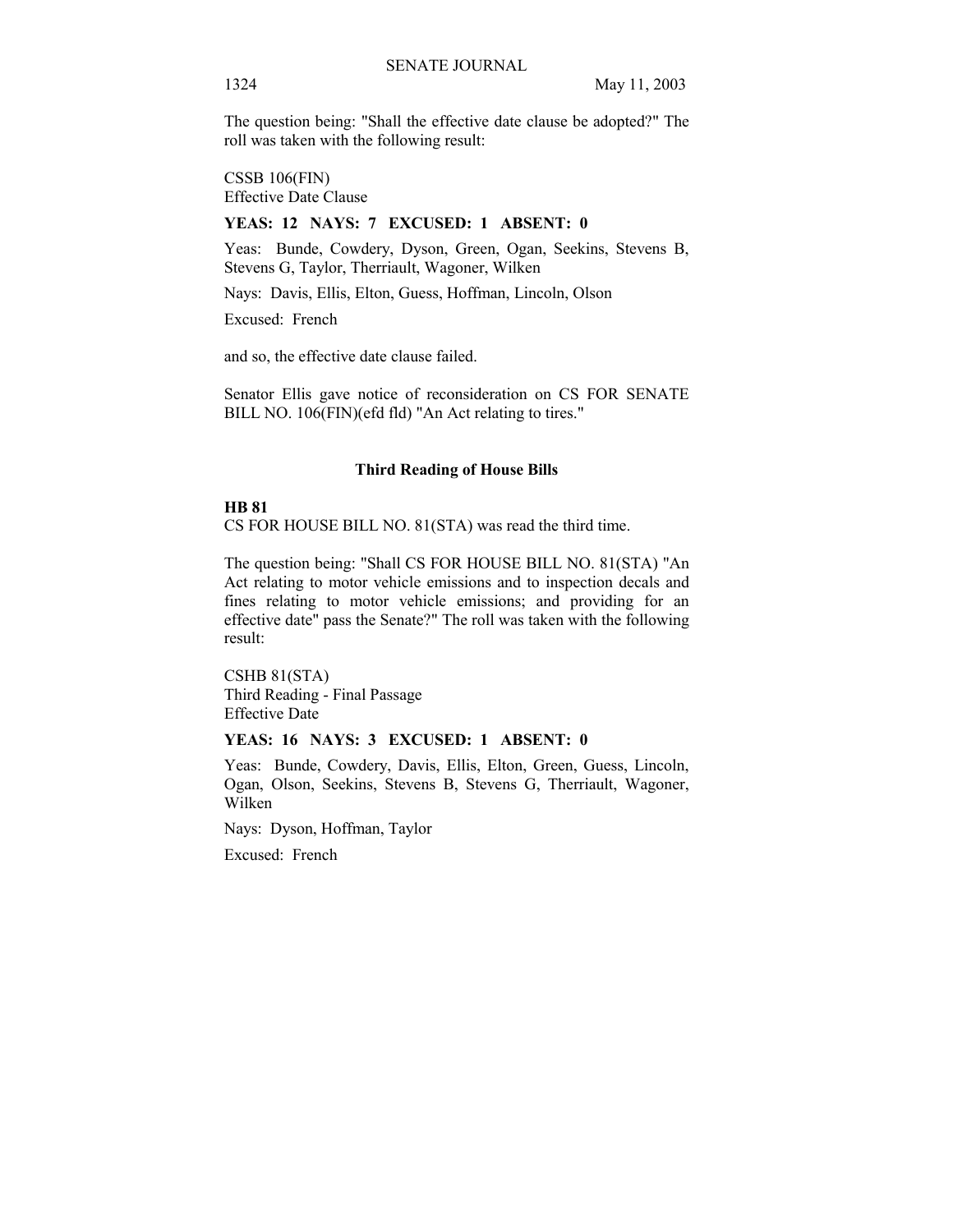The question being: "Shall the effective date clause be adopted?" The roll was taken with the following result:

CSSB 106(FIN)
Effective Date Clause

**YEAS: 12 NAYS: 7 EXCUSED: 1 ABSENT: 0**

Yeas: Bunde, Cowdery, Dyson, Green, Ogan, Seekins, Stevens B, Stevens G, Taylor, Therriault, Wagoner, Wilken

Nays: Davis, Ellis, Elton, Guess, Hoffman, Lincoln, Olson

Excused: French

and so, the effective date clause failed.

Senator Ellis gave notice of reconsideration on CS FOR SENATE BILL NO. 106(FIN)(efd fld) "An Act relating to tires."

## Third Reading of House Bills

**HB 81**
CS FOR HOUSE BILL NO. 81(STA) was read the third time.

The question being: "Shall CS FOR HOUSE BILL NO. 81(STA) "An Act relating to motor vehicle emissions and to inspection decals and fines relating to motor vehicle emissions; and providing for an effective date" pass the Senate?" The roll was taken with the following result:

CSHB 81(STA)
Third Reading - Final Passage
Effective Date

**YEAS: 16 NAYS: 3 EXCUSED: 1 ABSENT: 0**

Yeas: Bunde, Cowdery, Davis, Ellis, Elton, Green, Guess, Lincoln, Ogan, Olson, Seekins, Stevens B, Stevens G, Therriault, Wagoner, Wilken

Nays: Dyson, Hoffman, Taylor

Excused: French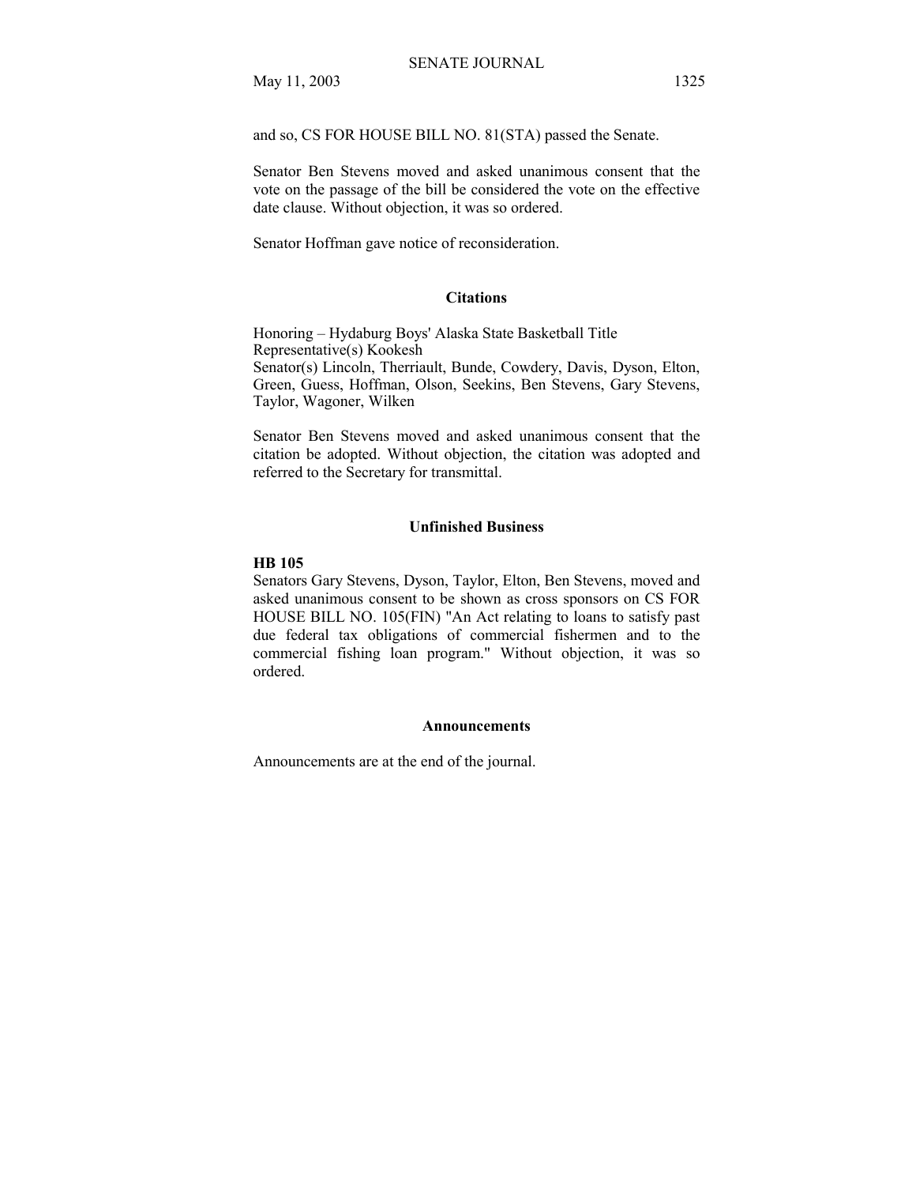and so, CS FOR HOUSE BILL NO. 81(STA) passed the Senate.

Senator Ben Stevens moved and asked unanimous consent that the vote on the passage of the bill be considered the vote on the effective date clause. Without objection, it was so ordered.

Senator Hoffman gave notice of reconsideration.

## Citations

Honoring – Hydaburg Boys' Alaska State Basketball Title
Representative(s) Kookesh
Senator(s) Lincoln, Therriault, Bunde, Cowdery, Davis, Dyson, Elton, Green, Guess, Hoffman, Olson, Seekins, Ben Stevens, Gary Stevens, Taylor, Wagoner, Wilken

Senator Ben Stevens moved and asked unanimous consent that the citation be adopted. Without objection, the citation was adopted and referred to the Secretary for transmittal.

## Unfinished Business

**HB 105**
Senators Gary Stevens, Dyson, Taylor, Elton, Ben Stevens, moved and asked unanimous consent to be shown as cross sponsors on CS FOR HOUSE BILL NO. 105(FIN) "An Act relating to loans to satisfy past due federal tax obligations of commercial fishermen and to the commercial fishing loan program." Without objection, it was so ordered.

## Announcements

Announcements are at the end of the journal.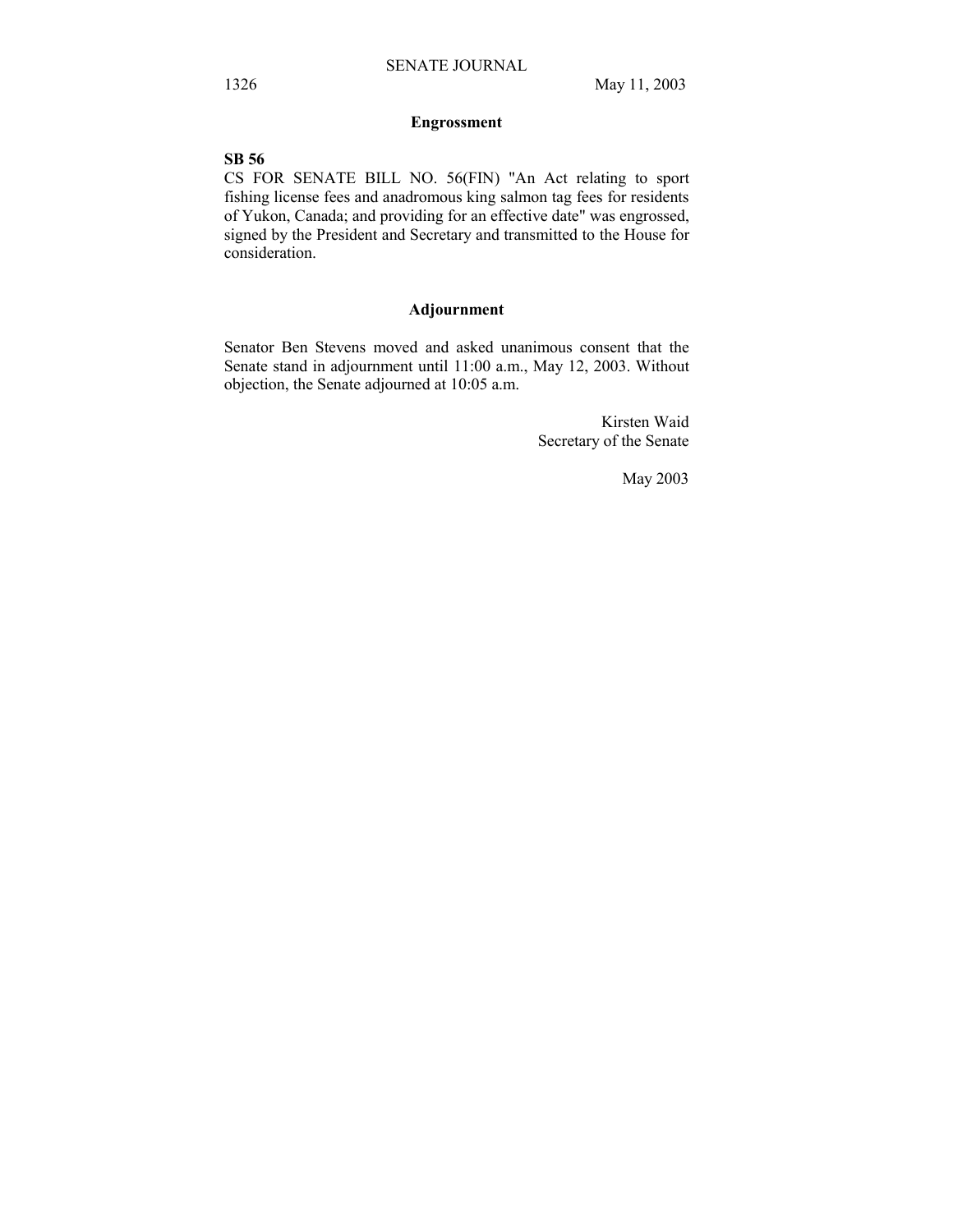## Engrossment

**SB 56**

CS FOR SENATE BILL NO. 56(FIN) "An Act relating to sport fishing license fees and anadromous king salmon tag fees for residents of Yukon, Canada; and providing for an effective date" was engrossed, signed by the President and Secretary and transmitted to the House for consideration.

## Adjournment

Senator Ben Stevens moved and asked unanimous consent that the Senate stand in adjournment until 11:00 a.m., May 12, 2003. Without objection, the Senate adjourned at 10:05 a.m.

Kirsten Waid
Secretary of the Senate

May 2003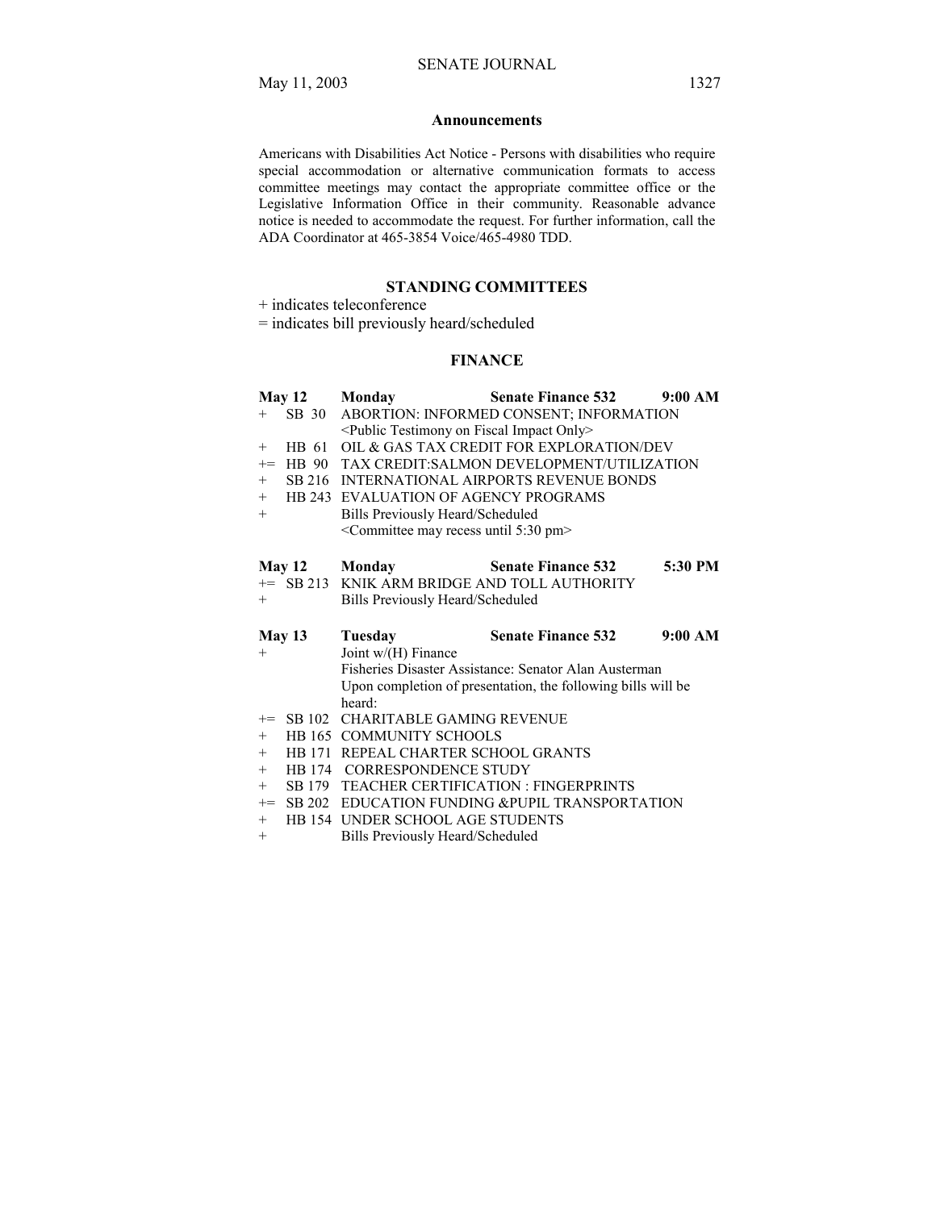## Announcements

Americans with Disabilities Act Notice - Persons with disabilities who require special accommodation or alternative communication formats to access committee meetings may contact the appropriate committee office or the Legislative Information Office in their community. Reasonable advance notice is needed to accommodate the request. For further information, call the ADA Coordinator at 465-3854 Voice/465-4980 TDD.

## STANDING COMMITTEES

+ indicates teleconference
= indicates bill previously heard/scheduled

### FINANCE

| **May 12** | | **Monday** | **Senate Finance 532** | **9:00 AM** |
|---|---|---|---|---|
| + | SB 30 | ABORTION: INFORMED CONSENT; INFORMATION | | |
| | | <Public Testimony on Fiscal Impact Only> | | |
| + | HB 61 | OIL & GAS TAX CREDIT FOR EXPLORATION/DEV | | |
| += | HB 90 | TAX CREDIT:SALMON DEVELOPMENT/UTILIZATION | | |
| + | SB 216 | INTERNATIONAL AIRPORTS REVENUE BONDS | | |
| + | HB 243 | EVALUATION OF AGENCY PROGRAMS | | |
| + | | Bills Previously Heard/Scheduled | | |
| | | <Committee may recess until 5:30 pm> | | |

| **May 12** | | **Monday** | **Senate Finance 532** | **5:30 PM** |
|---|---|---|---|---|
| += | SB 213 | KNIK ARM BRIDGE AND TOLL AUTHORITY | | |
| + | | Bills Previously Heard/Scheduled | | |

| **May 13** | | **Tuesday** | **Senate Finance 532** | **9:00 AM** |
|---|---|---|---|---|
| + | | Joint w/(H) Finance | | |
| | | Fisheries Disaster Assistance: Senator Alan Austerman | | |
| | | Upon completion of presentation, the following bills will be heard: | | |
| += | SB 102 | CHARITABLE GAMING REVENUE | | |
| + | HB 165 | COMMUNITY SCHOOLS | | |
| + | HB 171 | REPEAL CHARTER SCHOOL GRANTS | | |
| + | HB 174 | CORRESPONDENCE STUDY | | |
| + | SB 179 | TEACHER CERTIFICATION : FINGERPRINTS | | |
| += | SB 202 | EDUCATION FUNDING &PUPIL TRANSPORTATION | | |
| + | HB 154 | UNDER SCHOOL AGE STUDENTS | | |
| + | | Bills Previously Heard/Scheduled | | |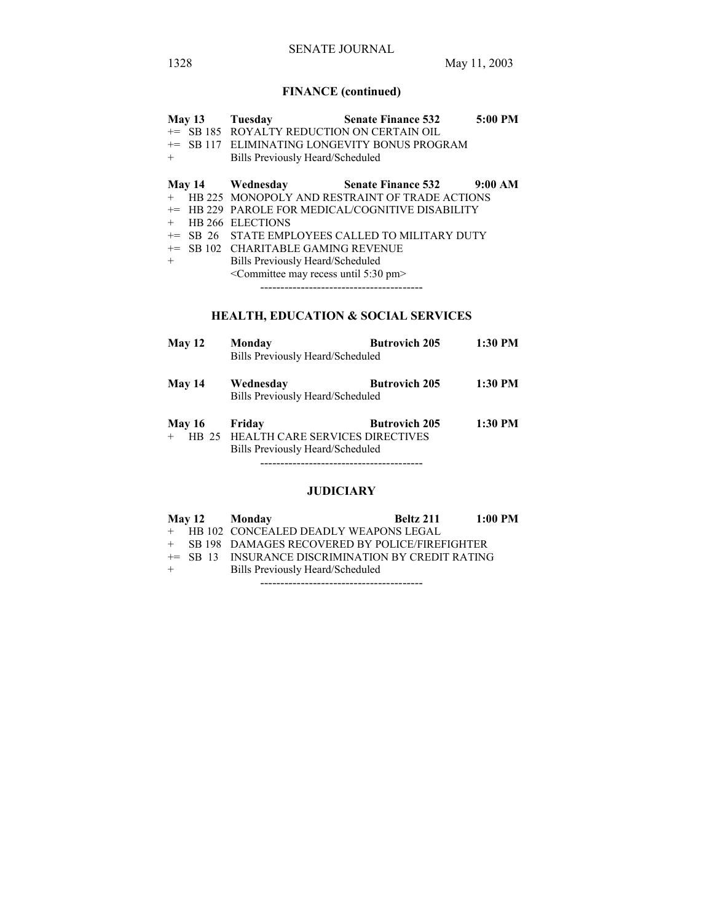## FINANCE (continued)

| | | | |
|---|---|---|---|
| **May 13** | **Tuesday** | **Senate Finance 532** | **5:00 PM** |

+= SB 185 ROYALTY REDUCTION ON CERTAIN OIL
+= SB 117 ELIMINATING LONGEVITY BONUS PROGRAM
\+ Bills Previously Heard/Scheduled

| | | | |
|---|---|---|---|
| **May 14** | **Wednesday** | **Senate Finance 532** | **9:00 AM** |

\+ HB 225 MONOPOLY AND RESTRAINT OF TRADE ACTIONS
+= HB 229 PAROLE FOR MEDICAL/COGNITIVE DISABILITY
\+ HB 266 ELECTIONS
+= SB 26 STATE EMPLOYEES CALLED TO MILITARY DUTY
+= SB 102 CHARITABLE GAMING REVENUE
\+ Bills Previously Heard/Scheduled
<Committee may recess until 5:30 pm>

----------------------------------------

## HEALTH, EDUCATION & SOCIAL SERVICES

| | | | |
|---|---|---|---|
| **May 12** | **Monday** | **Butrovich 205** | **1:30 PM** |

Bills Previously Heard/Scheduled

| | | | |
|---|---|---|---|
| **May 14** | **Wednesday** | **Butrovich 205** | **1:30 PM** |

Bills Previously Heard/Scheduled

| | | | |
|---|---|---|---|
| **May 16** | **Friday** | **Butrovich 205** | **1:30 PM** |

\+ HB 25 HEALTH CARE SERVICES DIRECTIVES
Bills Previously Heard/Scheduled

----------------------------------------

## JUDICIARY

| | | | |
|---|---|---|---|
| **May 12** | **Monday** | **Beltz 211** | **1:00 PM** |

\+ HB 102 CONCEALED DEADLY WEAPONS LEGAL
\+ SB 198 DAMAGES RECOVERED BY POLICE/FIREFIGHTER
+= SB 13 INSURANCE DISCRIMINATION BY CREDIT RATING
\+ Bills Previously Heard/Scheduled

----------------------------------------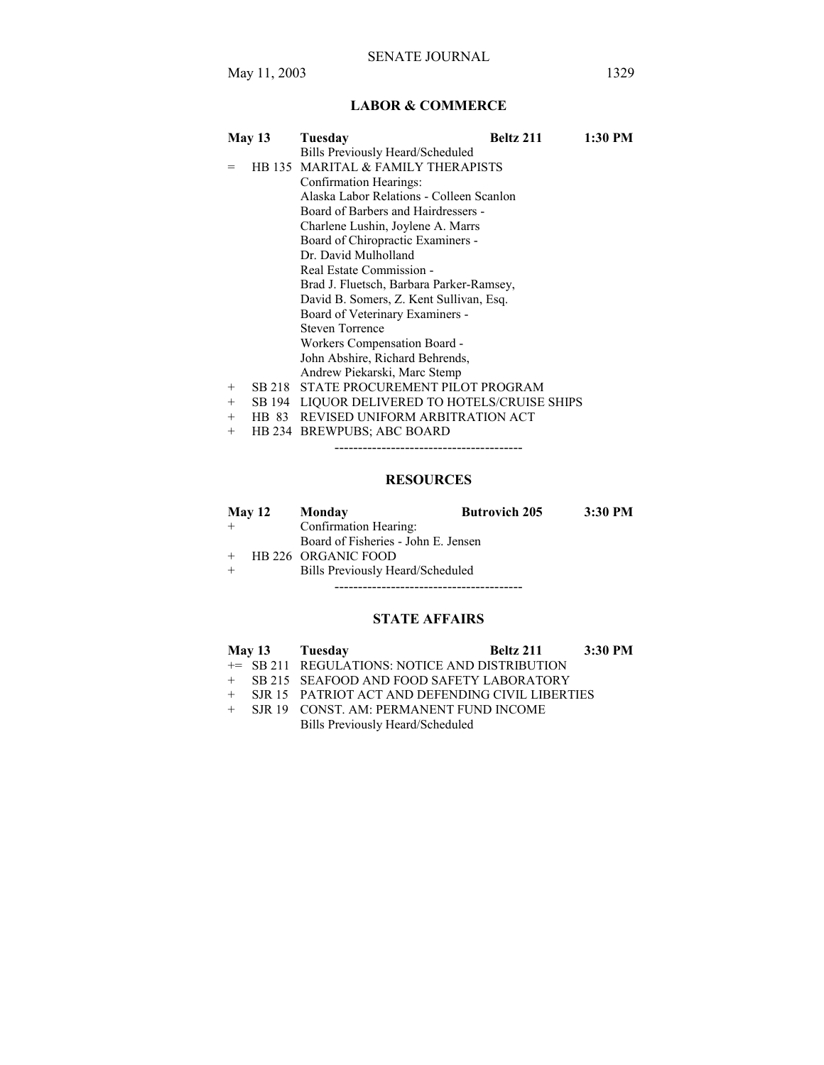## LABOR & COMMERCE

| | | | | |
|---|---|---|---|---|
| **May 13** | | **Tuesday** | **Beltz 211** | **1:30 PM** |
| | | Bills Previously Heard/Scheduled | | |
| = | HB 135 | MARITAL & FAMILY THERAPISTS | | |
| | | Confirmation Hearings: | | |
| | | Alaska Labor Relations - Colleen Scanlon | | |
| | | Board of Barbers and Hairdressers - | | |
| | | Charlene Lushin, Joylene A. Marrs | | |
| | | Board of Chiropractic Examiners - | | |
| | | Dr. David Mulholland | | |
| | | Real Estate Commission - | | |
| | | Brad J. Fluetsch, Barbara Parker-Ramsey, | | |
| | | David B. Somers, Z. Kent Sullivan, Esq. | | |
| | | Board of Veterinary Examiners - | | |
| | | Steven Torrence | | |
| | | Workers Compensation Board - | | |
| | | John Abshire, Richard Behrends, | | |
| | | Andrew Piekarski, Marc Stemp | | |
| + | SB 218 | STATE PROCUREMENT PILOT PROGRAM | | |
| + | SB 194 | LIQUOR DELIVERED TO HOTELS/CRUISE SHIPS | | |
| + | HB 83 | REVISED UNIFORM ARBITRATION ACT | | |
| + | HB 234 | BREWPUBS; ABC BOARD | | |

----------------------------------------

## RESOURCES

| | | | | |
|---|---|---|---|---|
| **May 12** | | **Monday** | **Butrovich 205** | **3:30 PM** |
| + | | Confirmation Hearing: | | |
| | | Board of Fisheries - John E. Jensen | | |
| + | HB 226 | ORGANIC FOOD | | |
| + | | Bills Previously Heard/Scheduled | | |

----------------------------------------

## STATE AFFAIRS

| | | | | |
|---|---|---|---|---|
| **May 13** | | **Tuesday** | **Beltz 211** | **3:30 PM** |
| += | SB 211 | REGULATIONS: NOTICE AND DISTRIBUTION | | |
| + | SB 215 | SEAFOOD AND FOOD SAFETY LABORATORY | | |
| + | SJR 15 | PATRIOT ACT AND DEFENDING CIVIL LIBERTIES | | |
| + | SJR 19 | CONST. AM: PERMANENT FUND INCOME | | |
| | | Bills Previously Heard/Scheduled | | |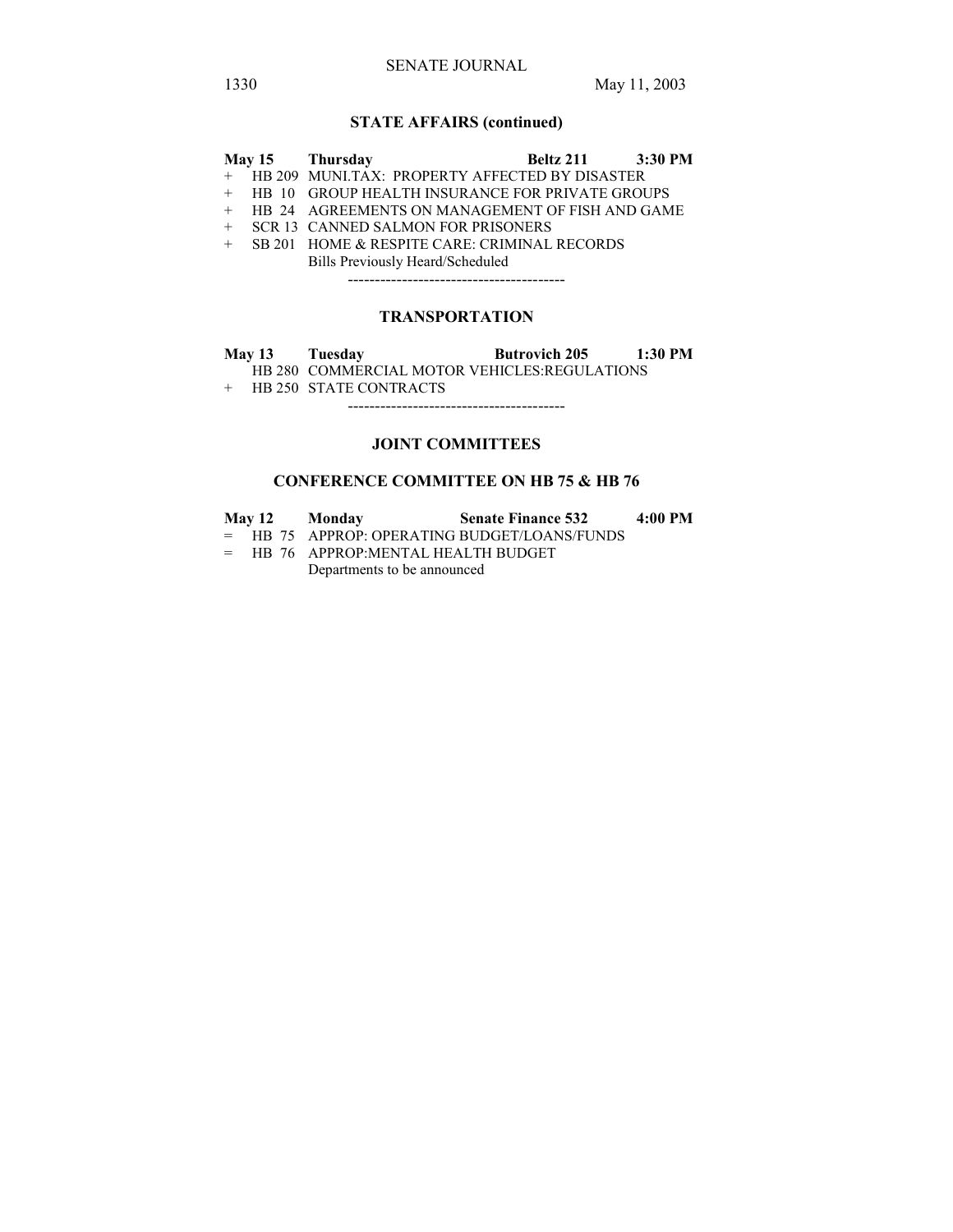## STATE AFFAIRS (continued)

**May 15 Thursday Beltz 211 3:30 PM**

+ HB 209 MUNI.TAX: PROPERTY AFFECTED BY DISASTER
+ HB 10 GROUP HEALTH INSURANCE FOR PRIVATE GROUPS
+ HB 24 AGREEMENTS ON MANAGEMENT OF FISH AND GAME
+ SCR 13 CANNED SALMON FOR PRISONERS
+ SB 201 HOME & RESPITE CARE: CRIMINAL RECORDS

Bills Previously Heard/Scheduled

----------------------------------------

## TRANSPORTATION

**May 13 Tuesday Butrovich 205 1:30 PM**

HB 280 COMMERCIAL MOTOR VEHICLES:REGULATIONS

+ HB 250 STATE CONTRACTS

----------------------------------------

## JOINT COMMITTEES

### CONFERENCE COMMITTEE ON HB 75 & HB 76

**May 12 Monday Senate Finance 532 4:00 PM**

= HB 75 APPROP: OPERATING BUDGET/LOANS/FUNDS

= HB 76 APPROP:MENTAL HEALTH BUDGET

Departments to be announced